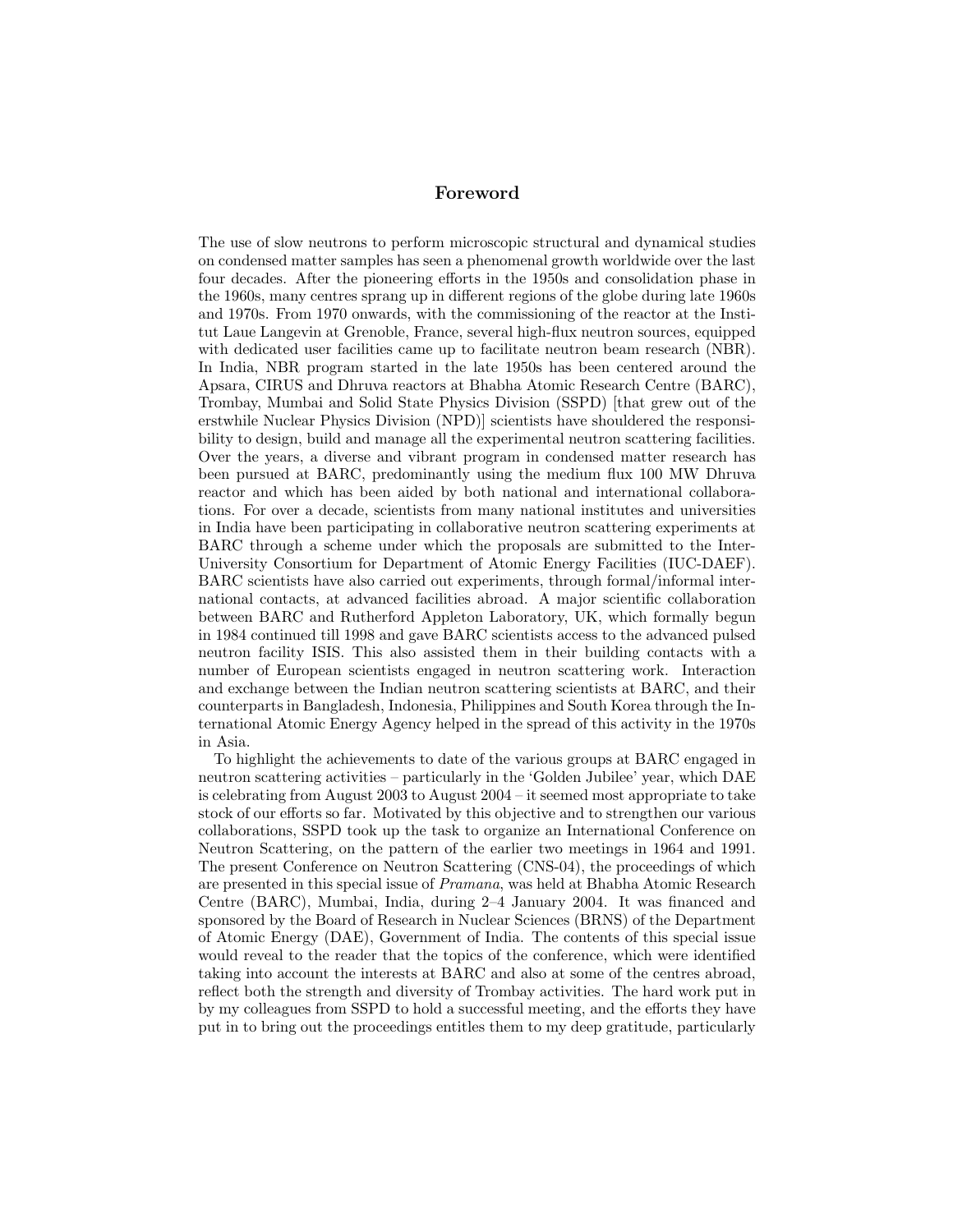## Foreword

The use of slow neutrons to perform microscopic structural and dynamical studies on condensed matter samples has seen a phenomenal growth worldwide over the last four decades. After the pioneering efforts in the 1950s and consolidation phase in the 1960s, many centres sprang up in different regions of the globe during late 1960s and 1970s. From 1970 onwards, with the commissioning of the reactor at the Institut Laue Langevin at Grenoble, France, several high-flux neutron sources, equipped with dedicated user facilities came up to facilitate neutron beam research (NBR). In India, NBR program started in the late 1950s has been centered around the Apsara, CIRUS and Dhruva reactors at Bhabha Atomic Research Centre (BARC), Trombay, Mumbai and Solid State Physics Division (SSPD) [that grew out of the erstwhile Nuclear Physics Division (NPD)] scientists have shouldered the responsibility to design, build and manage all the experimental neutron scattering facilities. Over the years, a diverse and vibrant program in condensed matter research has been pursued at BARC, predominantly using the medium flux 100 MW Dhruva reactor and which has been aided by both national and international collaborations. For over a decade, scientists from many national institutes and universities in India have been participating in collaborative neutron scattering experiments at BARC through a scheme under which the proposals are submitted to the Inter-University Consortium for Department of Atomic Energy Facilities (IUC-DAEF). BARC scientists have also carried out experiments, through formal/informal international contacts, at advanced facilities abroad. A major scientific collaboration between BARC and Rutherford Appleton Laboratory, UK, which formally begun in 1984 continued till 1998 and gave BARC scientists access to the advanced pulsed neutron facility ISIS. This also assisted them in their building contacts with a number of European scientists engaged in neutron scattering work. Interaction and exchange between the Indian neutron scattering scientists at BARC, and their counterparts in Bangladesh, Indonesia, Philippines and South Korea through the International Atomic Energy Agency helped in the spread of this activity in the 1970s in Asia.

To highlight the achievements to date of the various groups at BARC engaged in neutron scattering activities – particularly in the 'Golden Jubilee' year, which DAE is celebrating from August 2003 to August 2004 – it seemed most appropriate to take stock of our efforts so far. Motivated by this objective and to strengthen our various collaborations, SSPD took up the task to organize an International Conference on Neutron Scattering, on the pattern of the earlier two meetings in 1964 and 1991. The present Conference on Neutron Scattering (CNS-04), the proceedings of which are presented in this special issue of *Pramana*, was held at Bhabha Atomic Research Centre (BARC), Mumbai, India, during 2–4 January 2004. It was financed and sponsored by the Board of Research in Nuclear Sciences (BRNS) of the Department of Atomic Energy (DAE), Government of India. The contents of this special issue would reveal to the reader that the topics of the conference, which were identified taking into account the interests at BARC and also at some of the centres abroad, reflect both the strength and diversity of Trombay activities. The hard work put in by my colleagues from SSPD to hold a successful meeting, and the efforts they have put in to bring out the proceedings entitles them to my deep gratitude, particularly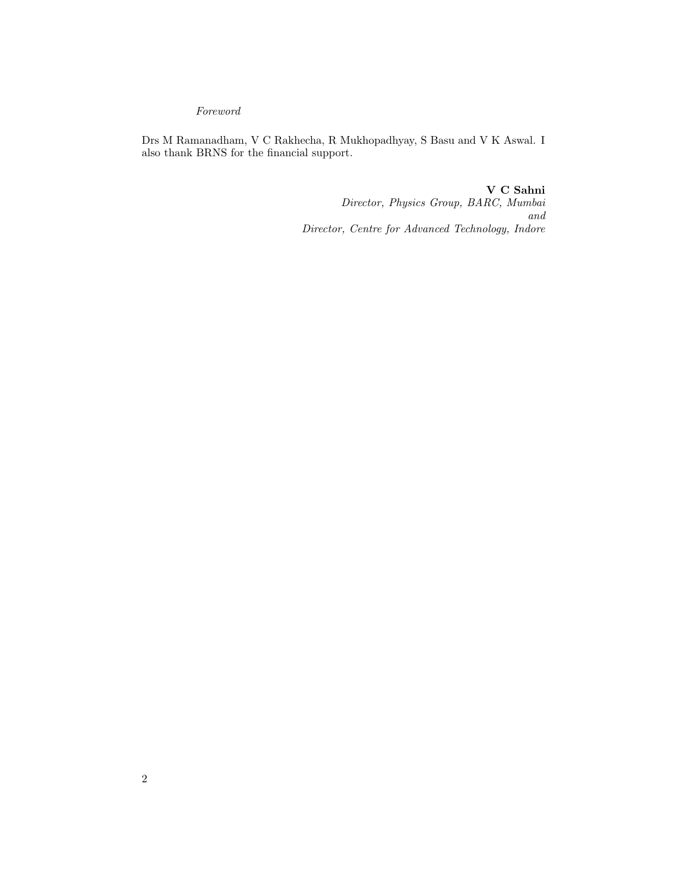Drs M Ramanadham, V C Rakhecha, R Mukhopadhyay, S Basu and V K Aswal. I also thank BRNS for the financial support.

**V C Sahni**
*Director, Physics Group, BARC, Mumbai*
*and*
*Director, Centre for Advanced Technology, Indore*